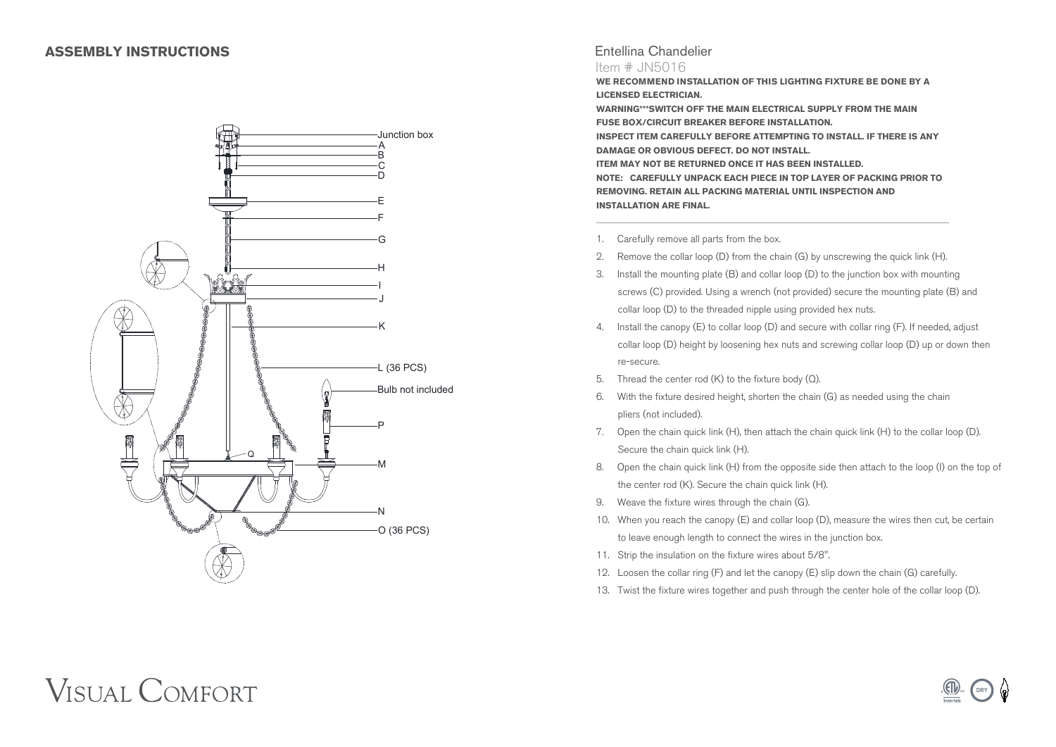# ASSEMBLY INSTRUCTIONS

Junction box
A
B
C
D
E
F
G
H
I
J
K
L (36 PCS)
Bulb not included
P
Q
M
N
O (36 PCS)

## Entellina Chandelier

Item # JN5016

**WE RECOMMEND INSTALLATION OF THIS LIGHTING FIXTURE BE DONE BY A LICENSED ELECTRICIAN.**

**WARNING***SWITCH OFF THE MAIN ELECTRICAL SUPPLY FROM THE MAIN FUSE BOX/CIRCUIT BREAKER BEFORE INSTALLATION.**

**INSPECT ITEM CAREFULLY BEFORE ATTEMPTING TO INSTALL. IF THERE IS ANY DAMAGE OR OBVIOUS DEFECT. DO NOT INSTALL.**

**ITEM MAY NOT BE RETURNED ONCE IT HAS BEEN INSTALLED.**

**NOTE: CAREFULLY UNPACK EACH PIECE IN TOP LAYER OF PACKING PRIOR TO REMOVING. RETAIN ALL PACKING MATERIAL UNTIL INSPECTION AND INSTALLATION ARE FINAL.**

1. Carefully remove all parts from the box.
2. Remove the collar loop (D) from the chain (G) by unscrewing the quick link (H).
3. Install the mounting plate (B) and collar loop (D) to the junction box with mounting screws (C) provided. Using a wrench (not provided) secure the mounting plate (B) and collar loop (D) to the threaded nipple using provided hex nuts.
4. Install the canopy (E) to collar loop (D) and secure with collar ring (F). If needed, adjust collar loop (D) height by loosening hex nuts and screwing collar loop (D) up or down then re-secure.
5. Thread the center rod (K) to the fixture body (Q).
6. With the fixture desired height, shorten the chain (G) as needed using the chain pliers (not included).
7. Open the chain quick link (H), then attach the chain quick link (H) to the collar loop (D). Secure the chain quick link (H).
8. Open the chain quick link (H) from the opposite side then attach to the loop (I) on the top of the center rod (K). Secure the chain quick link (H).
9. Weave the fixture wires through the chain (G).
10. When you reach the canopy (E) and collar loop (D), measure the wires then cut, be certain to leave enough length to connect the wires in the junction box.
11. Strip the insulation on the fixture wires about 5/8".
12. Loosen the collar ring (F) and let the canopy (E) slip down the chain (G) carefully.
13. Twist the fixture wires together and push through the center hole of the collar loop (D).

VISUAL COMFORT

DRY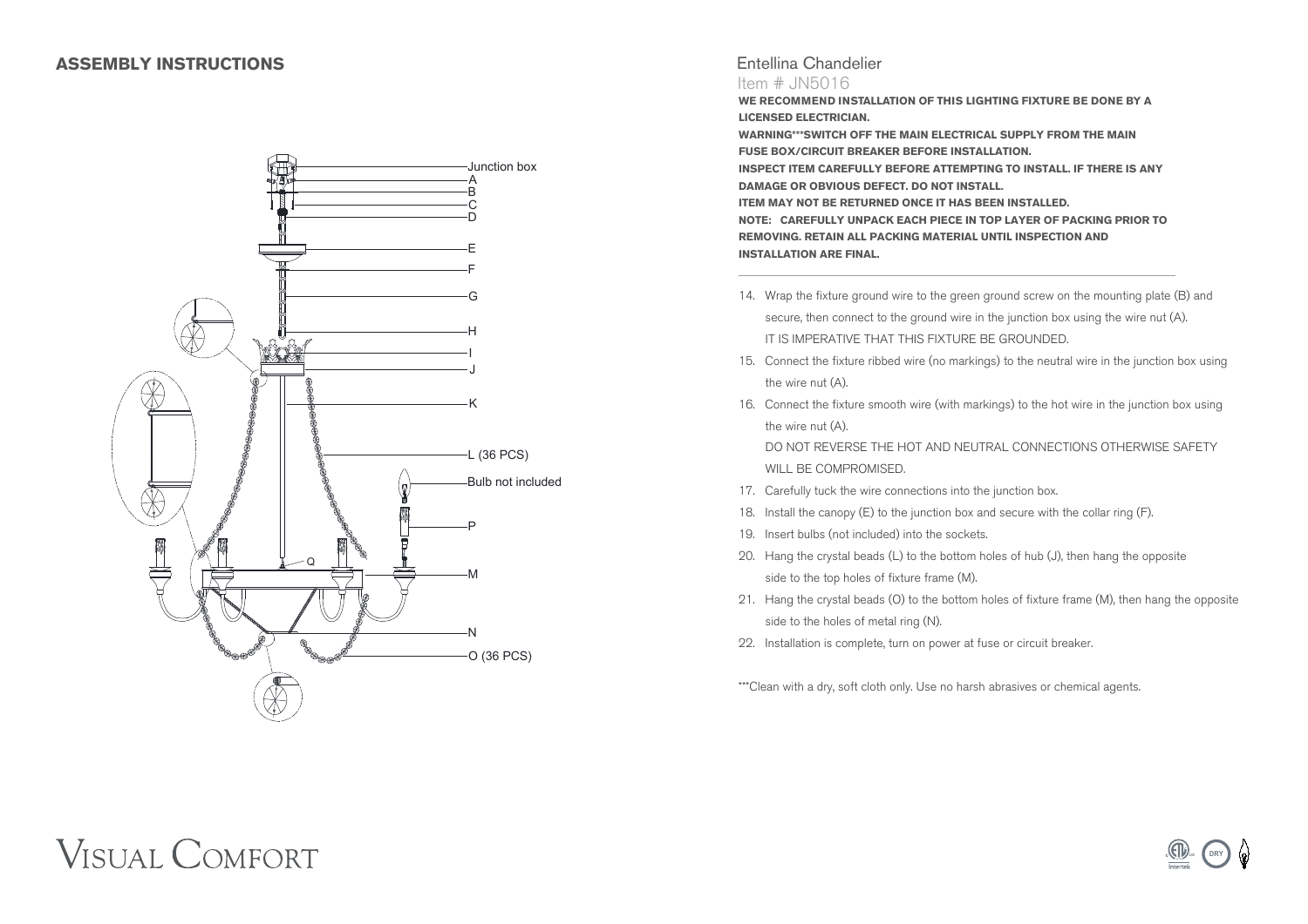## ASSEMBLY INSTRUCTIONS

Junction box
A
B
C
D
E
F
G
H
I
J
K
L (36 PCS)
Bulb not included
P
Q
M
N
O (36 PCS)

Entellina Chandelier

Item # JN5016

**WE RECOMMEND INSTALLATION OF THIS LIGHTING FIXTURE BE DONE BY A LICENSED ELECTRICIAN.**

**WARNING\*\*\*SWITCH OFF THE MAIN ELECTRICAL SUPPLY FROM THE MAIN FUSE BOX/CIRCUIT BREAKER BEFORE INSTALLATION.**

**INSPECT ITEM CAREFULLY BEFORE ATTEMPTING TO INSTALL. IF THERE IS ANY DAMAGE OR OBVIOUS DEFECT. DO NOT INSTALL.**

**ITEM MAY NOT BE RETURNED ONCE IT HAS BEEN INSTALLED.**

**NOTE: CAREFULLY UNPACK EACH PIECE IN TOP LAYER OF PACKING PRIOR TO REMOVING. RETAIN ALL PACKING MATERIAL UNTIL INSPECTION AND INSTALLATION ARE FINAL.**

14. Wrap the fixture ground wire to the green ground screw on the mounting plate (B) and secure, then connect to the ground wire in the junction box using the wire nut (A). IT IS IMPERATIVE THAT THIS FIXTURE BE GROUNDED.
15. Connect the fixture ribbed wire (no markings) to the neutral wire in the junction box using the wire nut (A).
16. Connect the fixture smooth wire (with markings) to the hot wire in the junction box using the wire nut (A).
    DO NOT REVERSE THE HOT AND NEUTRAL CONNECTIONS OTHERWISE SAFETY WILL BE COMPROMISED.
17. Carefully tuck the wire connections into the junction box.
18. Install the canopy (E) to the junction box and secure with the collar ring (F).
19. Insert bulbs (not included) into the sockets.
20. Hang the crystal beads (L) to the bottom holes of hub (J), then hang the opposite side to the top holes of fixture frame (M).
21. Hang the crystal beads (O) to the bottom holes of fixture frame (M), then hang the opposite side to the holes of metal ring (N).
22. Installation is complete, turn on power at fuse or circuit breaker.

\*\*\*Clean with a dry, soft cloth only. Use no harsh abrasives or chemical agents.

VISUAL COMFORT

DRY